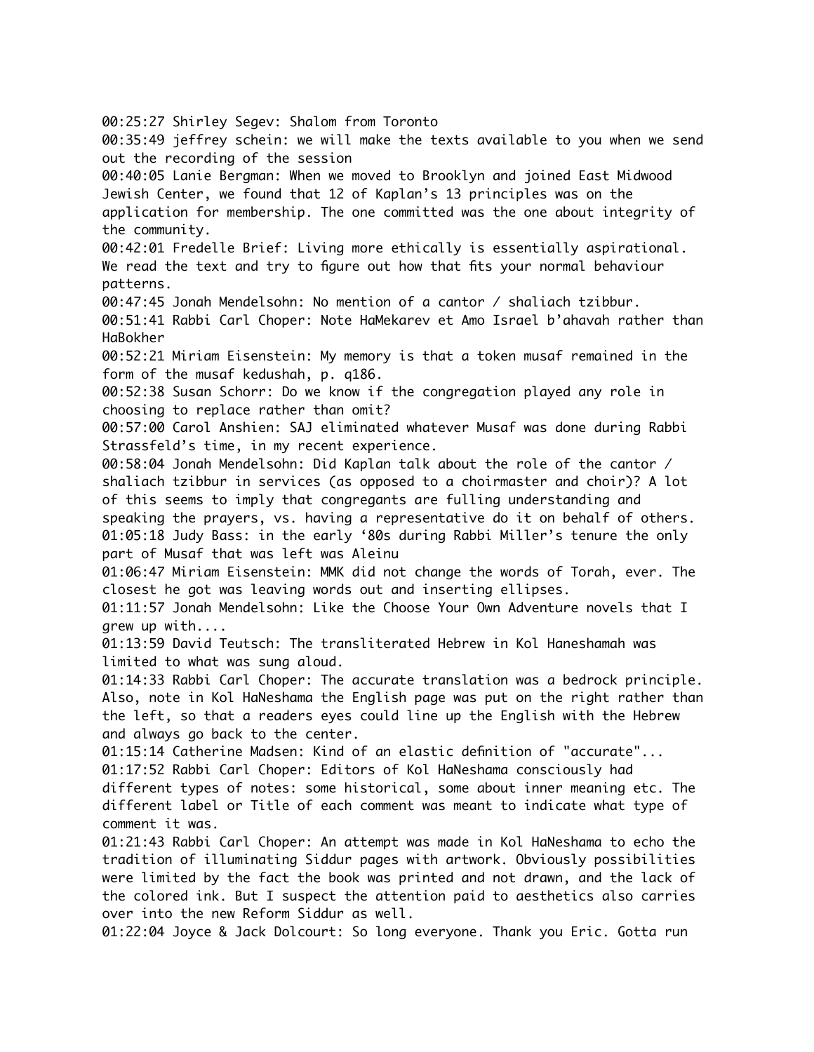00:25:27 Shirley Segev: Shalom from Toronto
00:35:49 jeffrey schein: we will make the texts available to you when we send out the recording of the session
00:40:05 Lanie Bergman: When we moved to Brooklyn and joined East Midwood Jewish Center, we found that 12 of Kaplan's 13 principles was on the application for membership. The one committed was the one about integrity of the community.
00:42:01 Fredelle Brief: Living more ethically is essentially aspirational. We read the text and try to figure out how that fits your normal behaviour patterns.
00:47:45 Jonah Mendelsohn: No mention of a cantor / shaliach tzibbur.
00:51:41 Rabbi Carl Choper: Note HaMekarev et Amo Israel b'ahavah rather than HaBokher
00:52:21 Miriam Eisenstein: My memory is that a token musaf remained in the form of the musaf kedushah, p. q186.
00:52:38 Susan Schorr: Do we know if the congregation played any role in choosing to replace rather than omit?
00:57:00 Carol Anshien: SAJ eliminated whatever Musaf was done during Rabbi Strassfeld's time, in my recent experience.
00:58:04 Jonah Mendelsohn: Did Kaplan talk about the role of the cantor / shaliach tzibbur in services (as opposed to a choirmaster and choir)? A lot of this seems to imply that congregants are fulling understanding and speaking the prayers, vs. having a representative do it on behalf of others.
01:05:18 Judy Bass: in the early '80s during Rabbi Miller's tenure the only part of Musaf that was left was Aleinu
01:06:47 Miriam Eisenstein: MMK did not change the words of Torah, ever. The closest he got was leaving words out and inserting ellipses.
01:11:57 Jonah Mendelsohn: Like the Choose Your Own Adventure novels that I grew up with....
01:13:59 David Teutsch: The transliterated Hebrew in Kol Haneshamah was limited to what was sung aloud.
01:14:33 Rabbi Carl Choper: The accurate translation was a bedrock principle. Also, note in Kol HaNeshama the English page was put on the right rather than the left, so that a readers eyes could line up the English with the Hebrew and always go back to the center.
01:15:14 Catherine Madsen: Kind of an elastic definition of "accurate"...
01:17:52 Rabbi Carl Choper: Editors of Kol HaNeshama consciously had different types of notes: some historical, some about inner meaning etc. The different label or Title of each comment was meant to indicate what type of comment it was.
01:21:43 Rabbi Carl Choper: An attempt was made in Kol HaNeshama to echo the tradition of illuminating Siddur pages with artwork. Obviously possibilities were limited by the fact the book was printed and not drawn, and the lack of the colored ink. But I suspect the attention paid to aesthetics also carries over into the new Reform Siddur as well.
01:22:04 Joyce & Jack Dolcourt: So long everyone. Thank you Eric. Gotta run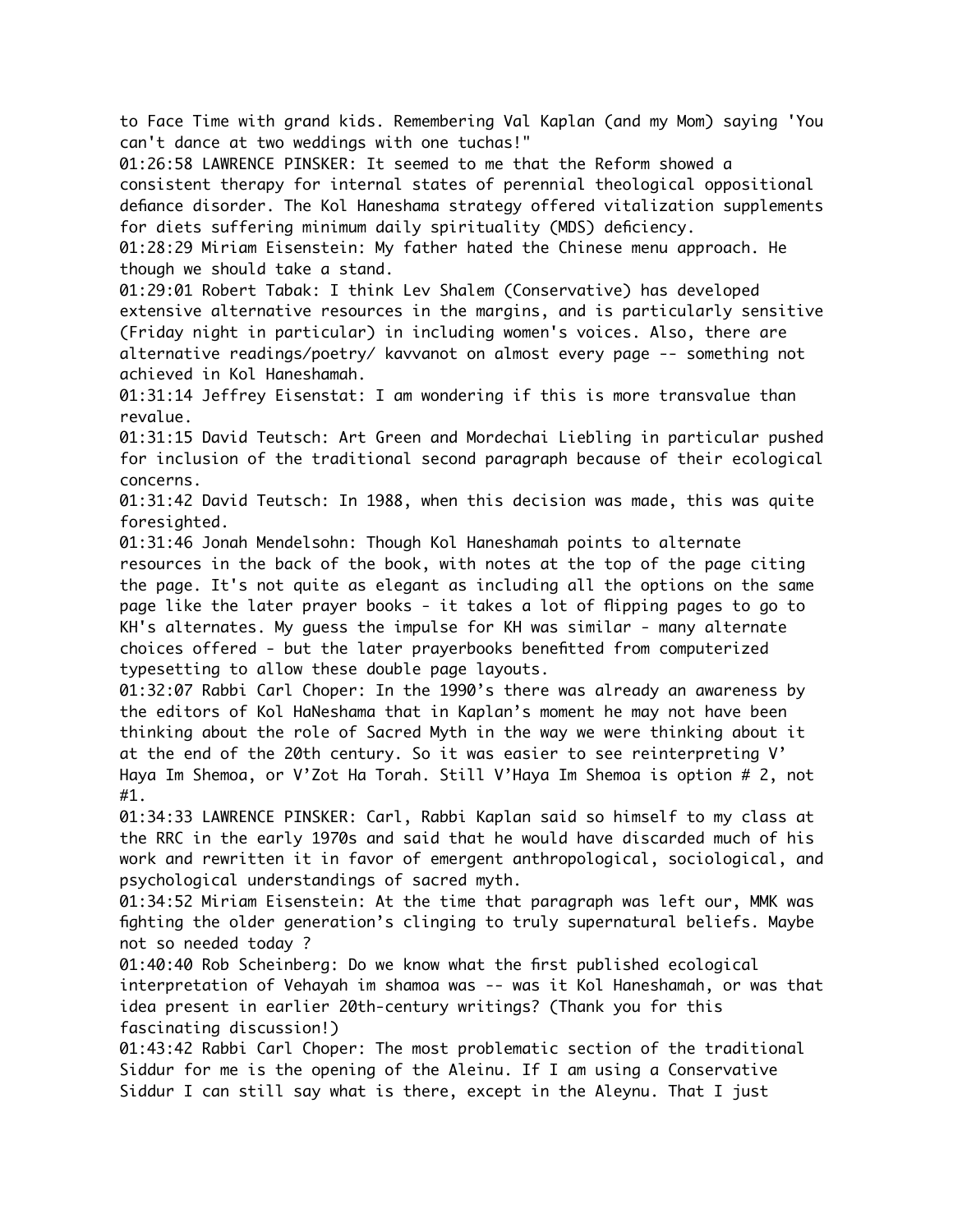to Face Time with grand kids. Remembering Val Kaplan (and my Mom) saying 'You can't dance at two weddings with one tuchas!"

01:26:58 LAWRENCE PINSKER: It seemed to me that the Reform showed a consistent therapy for internal states of perennial theological oppositional defiance disorder. The Kol Haneshama strategy offered vitalization supplements for diets suffering minimum daily spirituality (MDS) deficiency.

01:28:29 Miriam Eisenstein: My father hated the Chinese menu approach. He though we should take a stand.

01:29:01 Robert Tabak: I think Lev Shalem (Conservative) has developed extensive alternative resources in the margins, and is particularly sensitive (Friday night in particular) in including women's voices. Also, there are alternative readings/poetry/ kavvanot on almost every page -- something not achieved in Kol Haneshamah.

01:31:14 Jeffrey Eisenstat: I am wondering if this is more transvalue than revalue.

01:31:15 David Teutsch: Art Green and Mordechai Liebling in particular pushed for inclusion of the traditional second paragraph because of their ecological concerns.

01:31:42 David Teutsch: In 1988, when this decision was made, this was quite foresighted.

01:31:46 Jonah Mendelsohn: Though Kol Haneshamah points to alternate resources in the back of the book, with notes at the top of the page citing the page. It's not quite as elegant as including all the options on the same page like the later prayer books - it takes a lot of flipping pages to go to KH's alternates. My guess the impulse for KH was similar - many alternate choices offered - but the later prayerbooks benefitted from computerized typesetting to allow these double page layouts.

01:32:07 Rabbi Carl Choper: In the 1990's there was already an awareness by the editors of Kol HaNeshama that in Kaplan's moment he may not have been thinking about the role of Sacred Myth in the way we were thinking about it at the end of the 20th century. So it was easier to see reinterpreting V' Haya Im Shemoa, or V'Zot Ha Torah. Still V'Haya Im Shemoa is option # 2, not #1.

01:34:33 LAWRENCE PINSKER: Carl, Rabbi Kaplan said so himself to my class at the RRC in the early 1970s and said that he would have discarded much of his work and rewritten it in favor of emergent anthropological, sociological, and psychological understandings of sacred myth.

01:34:52 Miriam Eisenstein: At the time that paragraph was left our, MMK was fighting the older generation's clinging to truly supernatural beliefs. Maybe not so needed today ?

01:40:40 Rob Scheinberg: Do we know what the first published ecological interpretation of Vehayah im shamoa was -- was it Kol Haneshamah, or was that idea present in earlier 20th-century writings? (Thank you for this fascinating discussion!)

01:43:42 Rabbi Carl Choper: The most problematic section of the traditional Siddur for me is the opening of the Aleinu. If I am using a Conservative Siddur I can still say what is there, except in the Aleynu. That I just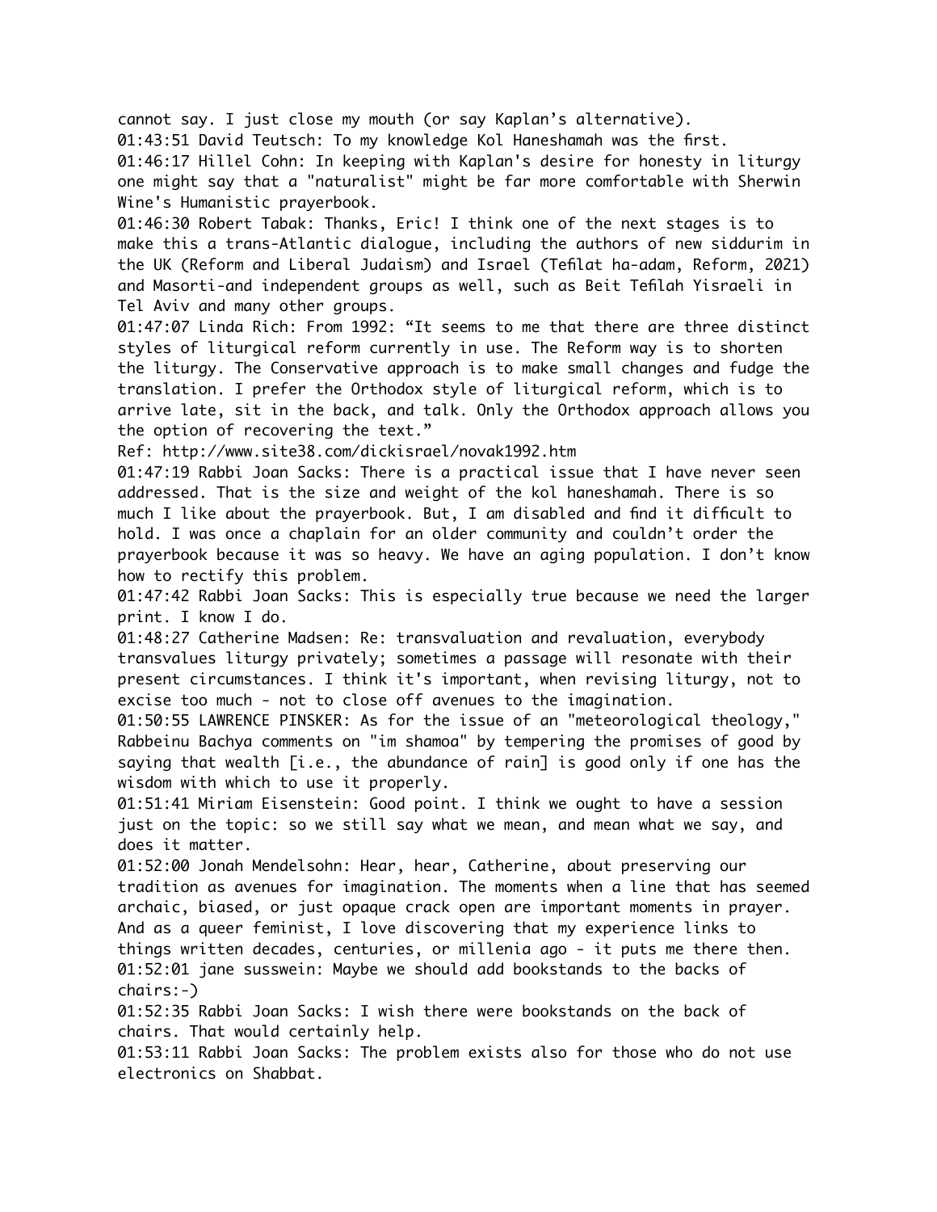cannot say. I just close my mouth (or say Kaplan's alternative).
01:43:51 David Teutsch: To my knowledge Kol Haneshamah was the first.
01:46:17 Hillel Cohn: In keeping with Kaplan's desire for honesty in liturgy one might say that a "naturalist" might be far more comfortable with Sherwin Wine's Humanistic prayerbook.
01:46:30 Robert Tabak: Thanks, Eric! I think one of the next stages is to make this a trans-Atlantic dialogue, including the authors of new siddurim in the UK (Reform and Liberal Judaism) and Israel (Tefilat ha-adam, Reform, 2021) and Masorti-and independent groups as well, such as Beit Tefilah Yisraeli in Tel Aviv and many other groups.
01:47:07 Linda Rich: From 1992: "It seems to me that there are three distinct styles of liturgical reform currently in use. The Reform way is to shorten the liturgy. The Conservative approach is to make small changes and fudge the translation. I prefer the Orthodox style of liturgical reform, which is to arrive late, sit in the back, and talk. Only the Orthodox approach allows you the option of recovering the text."
Ref: http://www.site38.com/dickisrael/novak1992.htm
01:47:19 Rabbi Joan Sacks: There is a practical issue that I have never seen addressed. That is the size and weight of the kol haneshamah. There is so much I like about the prayerbook. But, I am disabled and find it difficult to hold. I was once a chaplain for an older community and couldn't order the prayerbook because it was so heavy. We have an aging population. I don't know how to rectify this problem.
01:47:42 Rabbi Joan Sacks: This is especially true because we need the larger print. I know I do.
01:48:27 Catherine Madsen: Re: transvaluation and revaluation, everybody transvalues liturgy privately; sometimes a passage will resonate with their present circumstances. I think it's important, when revising liturgy, not to excise too much - not to close off avenues to the imagination.
01:50:55 LAWRENCE PINSKER: As for the issue of an "meteorological theology," Rabbeinu Bachya comments on "im shamoa" by tempering the promises of good by saying that wealth [i.e., the abundance of rain] is good only if one has the wisdom with which to use it properly.
01:51:41 Miriam Eisenstein: Good point. I think we ought to have a session just on the topic: so we still say what we mean, and mean what we say, and does it matter.
01:52:00 Jonah Mendelsohn: Hear, hear, Catherine, about preserving our tradition as avenues for imagination. The moments when a line that has seemed archaic, biased, or just opaque crack open are important moments in prayer. And as a queer feminist, I love discovering that my experience links to things written decades, centuries, or millenia ago - it puts me there then.
01:52:01 jane susswein: Maybe we should add bookstands to the backs of chairs:-)
01:52:35 Rabbi Joan Sacks: I wish there were bookstands on the back of chairs. That would certainly help.
01:53:11 Rabbi Joan Sacks: The problem exists also for those who do not use electronics on Shabbat.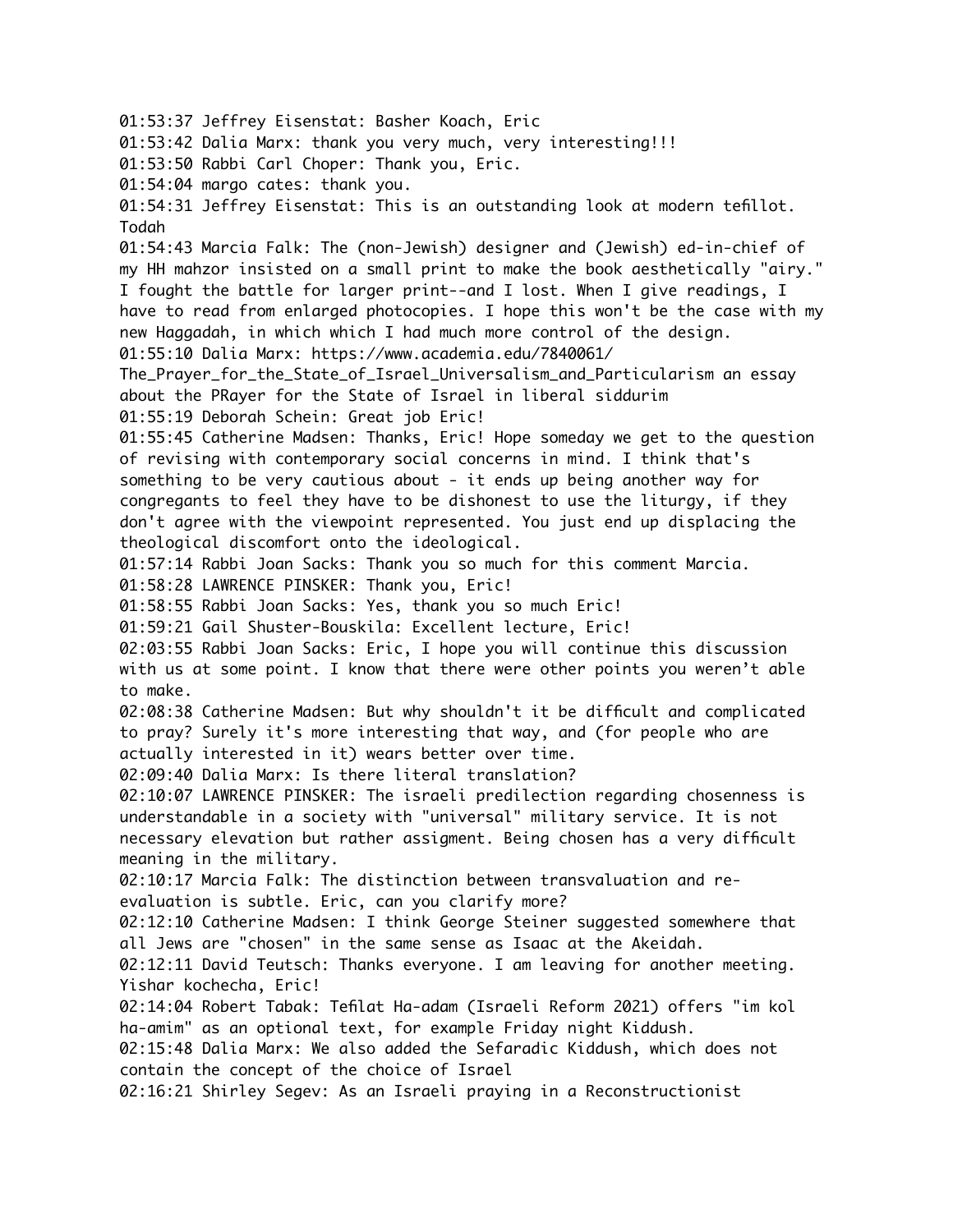01:53:37 Jeffrey Eisenstat: Basher Koach, Eric
01:53:42 Dalia Marx: thank you very much, very interesting!!!
01:53:50 Rabbi Carl Choper: Thank you, Eric.
01:54:04 margo cates: thank you.
01:54:31 Jeffrey Eisenstat: This is an outstanding look at modern tefillot. Todah
01:54:43 Marcia Falk: The (non-Jewish) designer and (Jewish) ed-in-chief of my HH mahzor insisted on a small print to make the book aesthetically "airy." I fought the battle for larger print--and I lost. When I give readings, I have to read from enlarged photocopies. I hope this won't be the case with my new Haggadah, in which which I had much more control of the design.
01:55:10 Dalia Marx: https://www.academia.edu/7840061/The_Prayer_for_the_State_of_Israel_Universalism_and_Particularism an essay about the PRayer for the State of Israel in liberal siddurim
01:55:19 Deborah Schein: Great job Eric!
01:55:45 Catherine Madsen: Thanks, Eric! Hope someday we get to the question of revising with contemporary social concerns in mind. I think that's something to be very cautious about - it ends up being another way for congregants to feel they have to be dishonest to use the liturgy, if they don't agree with the viewpoint represented. You just end up displacing the theological discomfort onto the ideological.
01:57:14 Rabbi Joan Sacks: Thank you so much for this comment Marcia.
01:58:28 LAWRENCE PINSKER: Thank you, Eric!
01:58:55 Rabbi Joan Sacks: Yes, thank you so much Eric!
01:59:21 Gail Shuster-Bouskila: Excellent lecture, Eric!
02:03:55 Rabbi Joan Sacks: Eric, I hope you will continue this discussion with us at some point. I know that there were other points you weren't able to make.
02:08:38 Catherine Madsen: But why shouldn't it be difficult and complicated to pray? Surely it's more interesting that way, and (for people who are actually interested in it) wears better over time.
02:09:40 Dalia Marx: Is there literal translation?
02:10:07 LAWRENCE PINSKER: The israeli predilection regarding chosenness is understandable in a society with "universal" military service. It is not necessary elevation but rather assigment. Being chosen has a very difficult meaning in the military.
02:10:17 Marcia Falk: The distinction between transvaluation and re-evaluation is subtle. Eric, can you clarify more?
02:12:10 Catherine Madsen: I think George Steiner suggested somewhere that all Jews are "chosen" in the same sense as Isaac at the Akeidah.
02:12:11 David Teutsch: Thanks everyone. I am leaving for another meeting. Yishar kochecha, Eric!
02:14:04 Robert Tabak: Tefilat Ha-adam (Israeli Reform 2021) offers "im kol ha-amim" as an optional text, for example Friday night Kiddush.
02:15:48 Dalia Marx: We also added the Sefaradic Kiddush, which does not contain the concept of the choice of Israel
02:16:21 Shirley Segev: As an Israeli praying in a Reconstructionist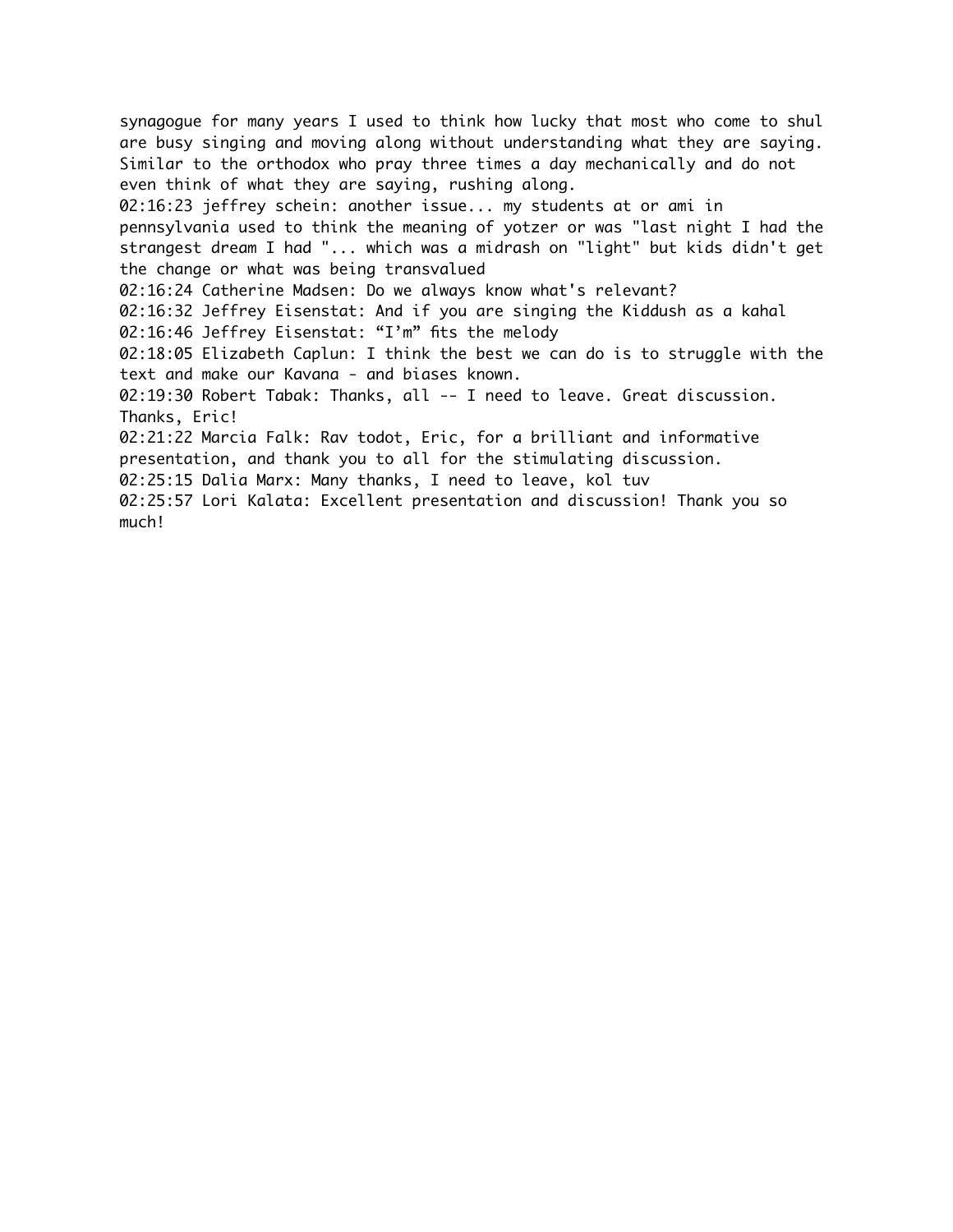synagogue for many years I used to think how lucky that most who come to shul are busy singing and moving along without understanding what they are saying. Similar to the orthodox who pray three times a day mechanically and do not even think of what they are saying, rushing along.

02:16:23 jeffrey schein: another issue... my students at or ami in pennsylvania used to think the meaning of yotzer or was "last night I had the strangest dream I had "... which was a midrash on "light" but kids didn't get the change or what was being transvalued

02:16:24 Catherine Madsen: Do we always know what's relevant?

02:16:32 Jeffrey Eisenstat: And if you are singing the Kiddush as a kahal

02:16:46 Jeffrey Eisenstat: “I’m” fits the melody

02:18:05 Elizabeth Caplun: I think the best we can do is to struggle with the text and make our Kavana - and biases known.

02:19:30 Robert Tabak: Thanks, all -- I need to leave. Great discussion. Thanks, Eric!

02:21:22 Marcia Falk: Rav todot, Eric, for a brilliant and informative presentation, and thank you to all for the stimulating discussion.

02:25:15 Dalia Marx: Many thanks, I need to leave, kol tuv

02:25:57 Lori Kalata: Excellent presentation and discussion! Thank you so much!